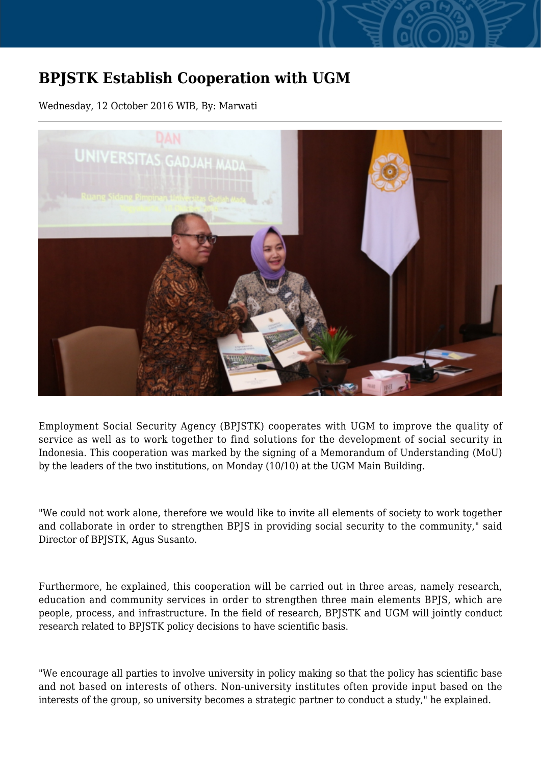# BPJSTK Establish Cooperation with UGM

Wednesday, 12 October 2016 WIB, By: Marwati

Employment Social Security Agency (BPJSTK) cooperates with UGM to improve the quality of service as well as to work together to find solutions for the development of social security in Indonesia. This cooperation was marked by the signing of a Memorandum of Understanding (MoU) by the leaders of the two institutions, on Monday (10/10) at the UGM Main Building.

"We could not work alone, therefore we would like to invite all elements of society to work together and collaborate in order to strengthen BPJS in providing social security to the community," said Director of BPJSTK, Agus Susanto.

Furthermore, he explained, this cooperation will be carried out in three areas, namely research, education and community services in order to strengthen three main elements BPJS, which are people, process, and infrastructure. In the field of research, BPJSTK and UGM will jointly conduct research related to BPJSTK policy decisions to have scientific basis.

"We encourage all parties to involve university in policy making so that the policy has scientific base and not based on interests of others. Non-university institutes often provide input based on the interests of the group, so university becomes a strategic partner to conduct a study," he explained.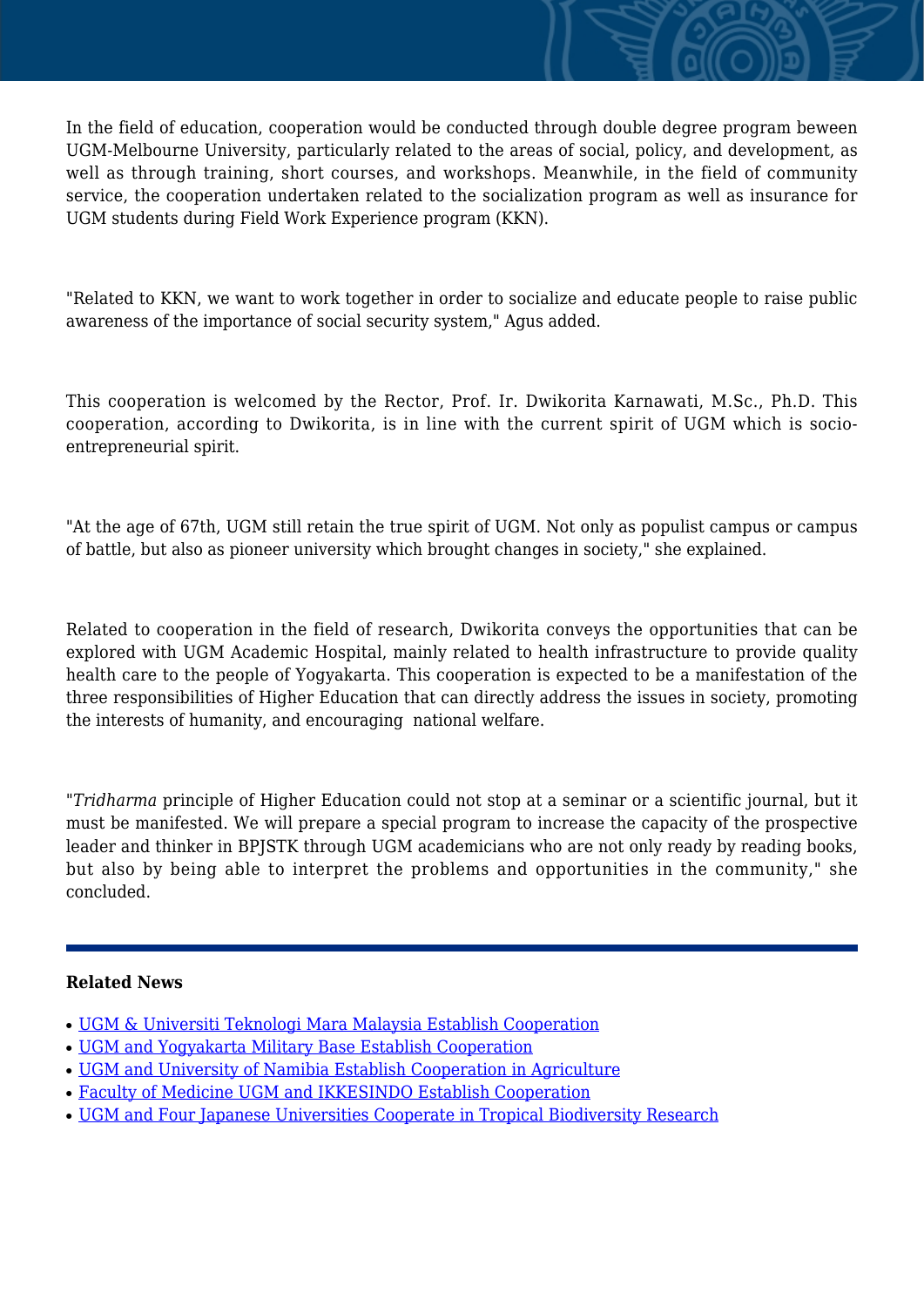In the field of education, cooperation would be conducted through double degree program beween UGM-Melbourne University, particularly related to the areas of social, policy, and development, as well as through training, short courses, and workshops. Meanwhile, in the field of community service, the cooperation undertaken related to the socialization program as well as insurance for UGM students during Field Work Experience program (KKN).

"Related to KKN, we want to work together in order to socialize and educate people to raise public awareness of the importance of social security system," Agus added.

This cooperation is welcomed by the Rector, Prof. Ir. Dwikorita Karnawati, M.Sc., Ph.D. This cooperation, according to Dwikorita, is in line with the current spirit of UGM which is socio-entrepreneurial spirit.

"At the age of 67th, UGM still retain the true spirit of UGM. Not only as populist campus or campus of battle, but also as pioneer university which brought changes in society," she explained.

Related to cooperation in the field of research, Dwikorita conveys the opportunities that can be explored with UGM Academic Hospital, mainly related to health infrastructure to provide quality health care to the people of Yogyakarta. This cooperation is expected to be a manifestation of the three responsibilities of Higher Education that can directly address the issues in society, promoting the interests of humanity, and encouraging national welfare.

"*Tridharma* principle of Higher Education could not stop at a seminar or a scientific journal, but it must be manifested. We will prepare a special program to increase the capacity of the prospective leader and thinker in BPJSTK through UGM academicians who are not only ready by reading books, but also by being able to interpret the problems and opportunities in the community," she concluded.

---

**Related News**

- UGM & Universiti Teknologi Mara Malaysia Establish Cooperation
- UGM and Yogyakarta Military Base Establish Cooperation
- UGM and University of Namibia Establish Cooperation in Agriculture
- Faculty of Medicine UGM and IKKESINDO Establish Cooperation
- UGM and Four Japanese Universities Cooperate in Tropical Biodiversity Research